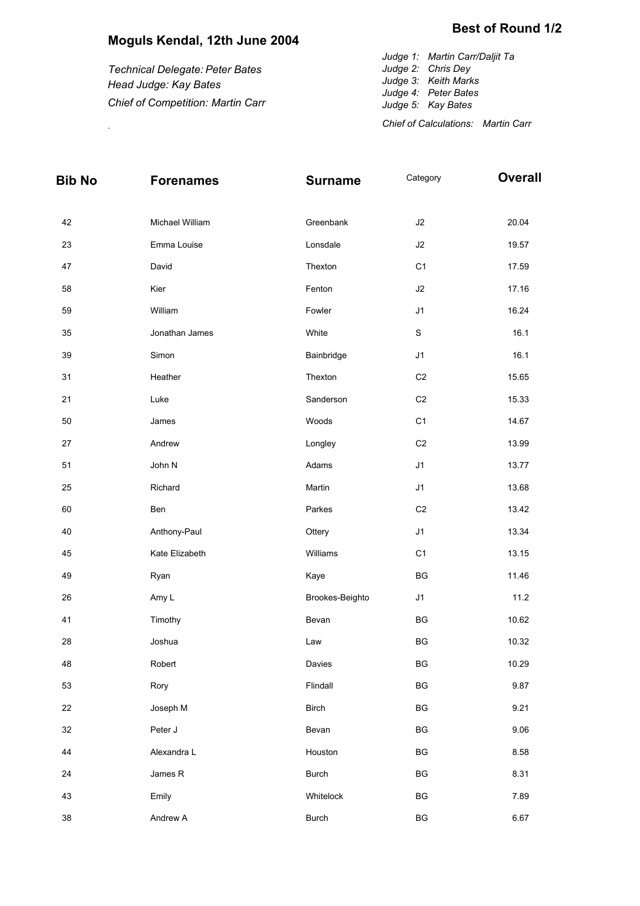## Moguls Kendal, 12th June 2004

### Best of Round 1/2

*Technical Delegate: Peter Bates*
*Head Judge: Kay Bates*
*Chief of Competition: Martin Carr*

.

*Judge 1: Martin Carr/Daljit Ta*
*Judge 2: Chris Dey*
*Judge 3: Keith Marks*
*Judge 4: Peter Bates*
*Judge 5: Kay Bates*

*Chief of Calculations: Martin Carr*

| Bib No | Forenames | Surname | Category | Overall |
|---|---|---|---|---|
| 42 | Michael William | Greenbank | J2 | 20.04 |
| 23 | Emma Louise | Lonsdale | J2 | 19.57 |
| 47 | David | Thexton | C1 | 17.59 |
| 58 | Kier | Fenton | J2 | 17.16 |
| 59 | William | Fowler | J1 | 16.24 |
| 35 | Jonathan James | White | S | 16.1 |
| 39 | Simon | Bainbridge | J1 | 16.1 |
| 31 | Heather | Thexton | C2 | 15.65 |
| 21 | Luke | Sanderson | C2 | 15.33 |
| 50 | James | Woods | C1 | 14.67 |
| 27 | Andrew | Longley | C2 | 13.99 |
| 51 | John N | Adams | J1 | 13.77 |
| 25 | Richard | Martin | J1 | 13.68 |
| 60 | Ben | Parkes | C2 | 13.42 |
| 40 | Anthony-Paul | Ottery | J1 | 13.34 |
| 45 | Kate Elizabeth | Williams | C1 | 13.15 |
| 49 | Ryan | Kaye | BG | 11.46 |
| 26 | Amy L | Brookes-Beighto | J1 | 11.2 |
| 41 | Timothy | Bevan | BG | 10.62 |
| 28 | Joshua | Law | BG | 10.32 |
| 48 | Robert | Davies | BG | 10.29 |
| 53 | Rory | Flindall | BG | 9.87 |
| 22 | Joseph M | Birch | BG | 9.21 |
| 32 | Peter J | Bevan | BG | 9.06 |
| 44 | Alexandra L | Houston | BG | 8.58 |
| 24 | James R | Burch | BG | 8.31 |
| 43 | Emily | Whitelock | BG | 7.89 |
| 38 | Andrew A | Burch | BG | 6.67 |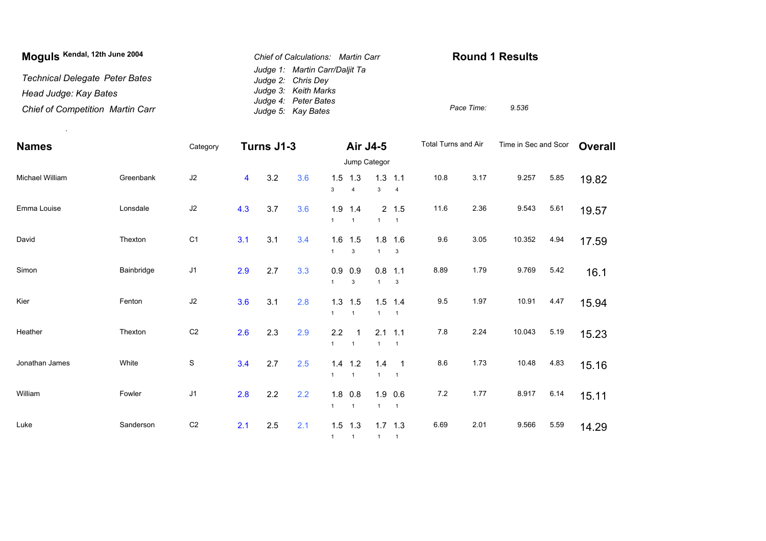**Moguls** Kendal, 12th June 2004

*Technical Delegate Peter Bates*

*Head Judge: Kay Bates*

*Chief of Competition Martin Carr*

*Chief of Calculations: Martin Carr*

*Judge 1: Martin Carr/Daljit Ta*

*Judge 2: Chris Dey*

*Judge 3: Keith Marks*

*Judge 4: Peter Bates*

*Judge 5: Kay Bates*

## Round 1 Results

*Pace Time:* *9.536*

| Names | | Category | Turns J1-3 | | | Air J4-5 | | | | Total Turns and Air | | Time in Sec and Scor | | Overall |
|---|---|---|---|---|---|---|---|---|---|---|---|---|---|---|
| | | | | | | Jump Categor | | | | | | | | |
| Michael William | Greenbank | J2 | 4 | 3.2 | 3.6 | 1.5 (3) | 1.3 (4) | 1.3 (3) | 1.1 (4) | 10.8 | 3.17 | 9.257 | 5.85 | 19.82 |
| Emma Louise | Lonsdale | J2 | 4.3 | 3.7 | 3.6 | 1.9 (1) | 1.4 (1) | 2 (1) | 1.5 (1) | 11.6 | 2.36 | 9.543 | 5.61 | 19.57 |
| David | Thexton | C1 | 3.1 | 3.1 | 3.4 | 1.6 (1) | 1.5 (3) | 1.8 (1) | 1.6 (3) | 9.6 | 3.05 | 10.352 | 4.94 | 17.59 |
| Simon | Bainbridge | J1 | 2.9 | 2.7 | 3.3 | 0.9 (1) | 0.9 (3) | 0.8 (1) | 1.1 (3) | 8.89 | 1.79 | 9.769 | 5.42 | 16.1 |
| Kier | Fenton | J2 | 3.6 | 3.1 | 2.8 | 1.3 (1) | 1.5 (1) | 1.5 (1) | 1.4 (1) | 9.5 | 1.97 | 10.91 | 4.47 | 15.94 |
| Heather | Thexton | C2 | 2.6 | 2.3 | 2.9 | 2.2 (1) | 1 (1) | 2.1 (1) | 1.1 (1) | 7.8 | 2.24 | 10.043 | 5.19 | 15.23 |
| Jonathan James | White | S | 3.4 | 2.7 | 2.5 | 1.4 (1) | 1.2 (1) | 1.4 (1) | 1 (1) | 8.6 | 1.73 | 10.48 | 4.83 | 15.16 |
| William | Fowler | J1 | 2.8 | 2.2 | 2.2 | 1.8 (1) | 0.8 (1) | 1.9 (1) | 0.6 (1) | 7.2 | 1.77 | 8.917 | 6.14 | 15.11 |
| Luke | Sanderson | C2 | 2.1 | 2.5 | 2.1 | 1.5 (1) | 1.3 (1) | 1.7 (1) | 1.3 (1) | 6.69 | 2.01 | 9.566 | 5.59 | 14.29 |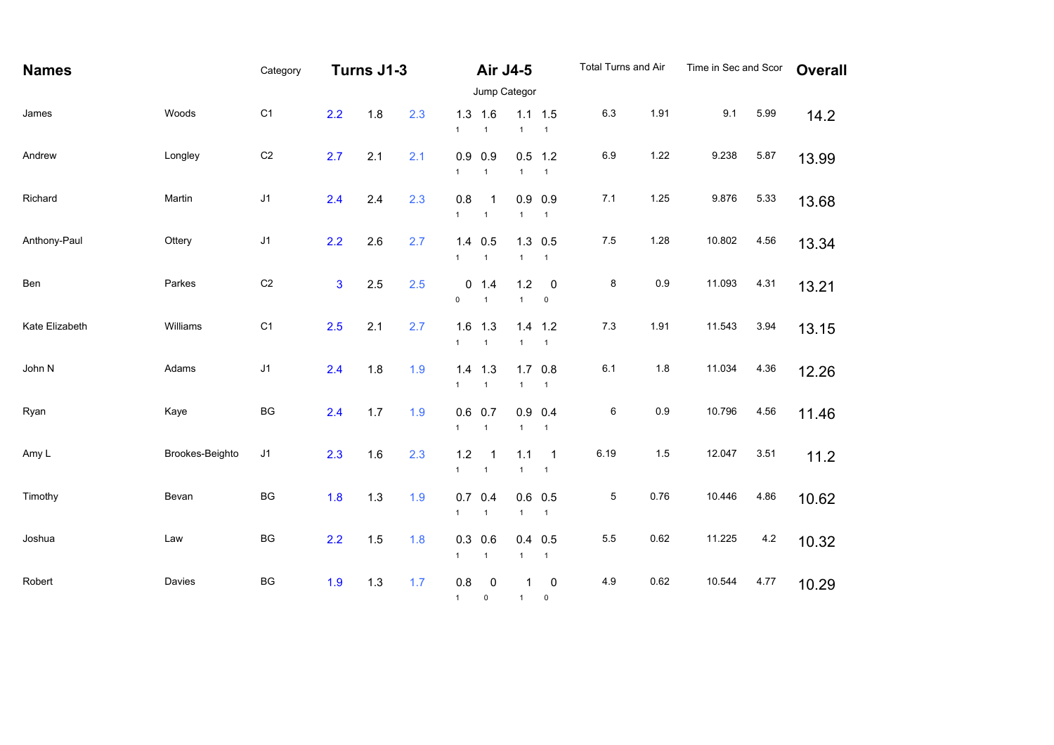| Names | | Category | Turns J1-3 | | | Air J4-5 | | | | Total Turns and Air | | Time in Sec and Scor | | Overall |
|---|---|---|---|---|---|---|---|---|---|---|---|---|---|---|
| | | | | | | Jump Categor | | | | | | | | |
| James | Woods | C1 | 2.2 | 1.8 | 2.3 | 1.3<br>1 | 1.6<br>1 | 1.1<br>1 | 1.5<br>1 | 6.3 | 1.91 | 9.1 | 5.99 | 14.2 |
| Andrew | Longley | C2 | 2.7 | 2.1 | 2.1 | 0.9<br>1 | 0.9<br>1 | 0.5<br>1 | 1.2<br>1 | 6.9 | 1.22 | 9.238 | 5.87 | 13.99 |
| Richard | Martin | J1 | 2.4 | 2.4 | 2.3 | 0.8<br>1 | 1<br>1 | 0.9<br>1 | 0.9<br>1 | 7.1 | 1.25 | 9.876 | 5.33 | 13.68 |
| Anthony-Paul | Ottery | J1 | 2.2 | 2.6 | 2.7 | 1.4<br>1 | 0.5<br>1 | 1.3<br>1 | 0.5<br>1 | 7.5 | 1.28 | 10.802 | 4.56 | 13.34 |
| Ben | Parkes | C2 | 3 | 2.5 | 2.5 | 0<br>0 | 1.4<br>1 | 1.2<br>1 | 0<br>0 | 8 | 0.9 | 11.093 | 4.31 | 13.21 |
| Kate Elizabeth | Williams | C1 | 2.5 | 2.1 | 2.7 | 1.6<br>1 | 1.3<br>1 | 1.4<br>1 | 1.2<br>1 | 7.3 | 1.91 | 11.543 | 3.94 | 13.15 |
| John N | Adams | J1 | 2.4 | 1.8 | 1.9 | 1.4<br>1 | 1.3<br>1 | 1.7<br>1 | 0.8<br>1 | 6.1 | 1.8 | 11.034 | 4.36 | 12.26 |
| Ryan | Kaye | BG | 2.4 | 1.7 | 1.9 | 0.6<br>1 | 0.7<br>1 | 0.9<br>1 | 0.4<br>1 | 6 | 0.9 | 10.796 | 4.56 | 11.46 |
| Amy L | Brookes-Beighto | J1 | 2.3 | 1.6 | 2.3 | 1.2<br>1 | 1<br>1 | 1.1<br>1 | 1<br>1 | 6.19 | 1.5 | 12.047 | 3.51 | 11.2 |
| Timothy | Bevan | BG | 1.8 | 1.3 | 1.9 | 0.7<br>1 | 0.4<br>1 | 0.6<br>1 | 0.5<br>1 | 5 | 0.76 | 10.446 | 4.86 | 10.62 |
| Joshua | Law | BG | 2.2 | 1.5 | 1.8 | 0.3<br>1 | 0.6<br>1 | 0.4<br>1 | 0.5<br>1 | 5.5 | 0.62 | 11.225 | 4.2 | 10.32 |
| Robert | Davies | BG | 1.9 | 1.3 | 1.7 | 0.8<br>1 | 0<br>0 | 1<br>1 | 0<br>0 | 4.9 | 0.62 | 10.544 | 4.77 | 10.29 |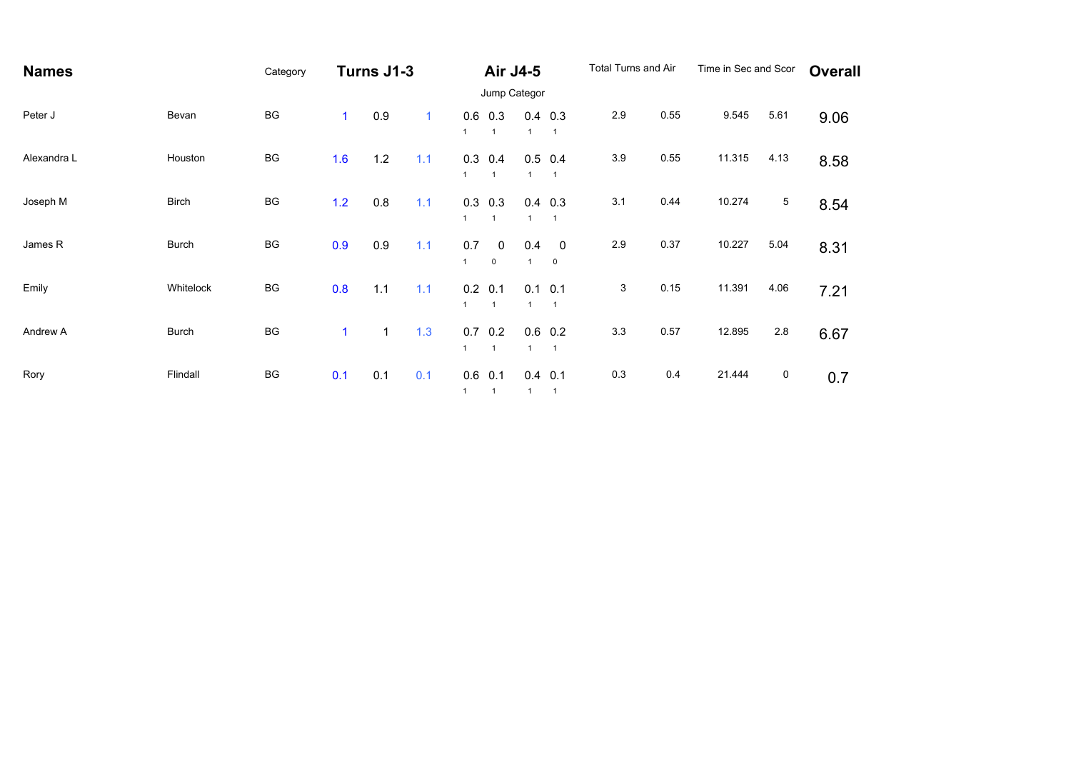| Names | | Category | Turns J1-3 | | | Air J4-5 | | | | Total Turns and Air | | Time in Sec and Scor | | Overall |
|---|---|---|---|---|---|---|---|---|---|---|---|---|---|---|
| | | | | | | Jump Categor | | | | | | | | |
| Peter J | Bevan | BG | 1 | 0.9 | 1 | 0.6<br>1 | 0.3<br>1 | 0.4<br>1 | 0.3<br>1 | 2.9 | 0.55 | 9.545 | 5.61 | 9.06 |
| Alexandra L | Houston | BG | 1.6 | 1.2 | 1.1 | 0.3<br>1 | 0.4<br>1 | 0.5<br>1 | 0.4<br>1 | 3.9 | 0.55 | 11.315 | 4.13 | 8.58 |
| Joseph M | Birch | BG | 1.2 | 0.8 | 1.1 | 0.3<br>1 | 0.3<br>1 | 0.4<br>1 | 0.3<br>1 | 3.1 | 0.44 | 10.274 | 5 | 8.54 |
| James R | Burch | BG | 0.9 | 0.9 | 1.1 | 0.7<br>1 | 0<br>0 | 0.4<br>1 | 0<br>0 | 2.9 | 0.37 | 10.227 | 5.04 | 8.31 |
| Emily | Whitelock | BG | 0.8 | 1.1 | 1.1 | 0.2<br>1 | 0.1<br>1 | 0.1<br>1 | 0.1<br>1 | 3 | 0.15 | 11.391 | 4.06 | 7.21 |
| Andrew A | Burch | BG | 1 | 1 | 1.3 | 0.7<br>1 | 0.2<br>1 | 0.6<br>1 | 0.2<br>1 | 3.3 | 0.57 | 12.895 | 2.8 | 6.67 |
| Rory | Flindall | BG | 0.1 | 0.1 | 0.1 | 0.6<br>1 | 0.1<br>1 | 0.4<br>1 | 0.1<br>1 | 0.3 | 0.4 | 21.444 | 0 | 0.7 |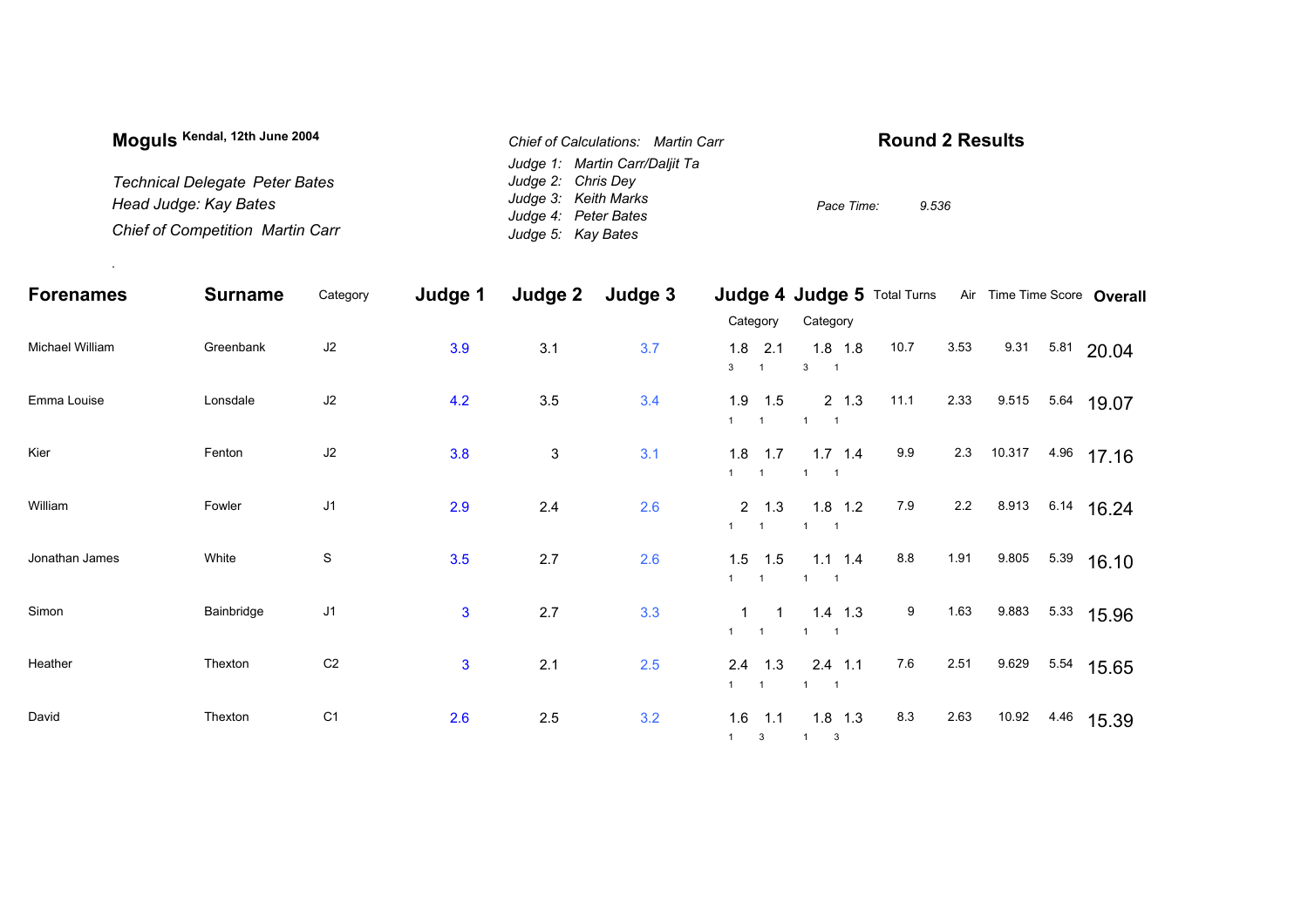**Moguls** Kendal, 12th June 2004

*Technical Delegate Peter Bates*
*Head Judge: Kay Bates*
*Chief of Competition Martin Carr*

*Chief of Calculations: Martin Carr*
*Judge 1: Martin Carr/Daljit Ta*
*Judge 2: Chris Dey*
*Judge 3: Keith Marks*
*Judge 4: Peter Bates*
*Judge 5: Kay Bates*

## Round 2 Results

*Pace Time:* *9.536*

| Forenames | Surname | Category | Judge 1 | Judge 2 | Judge 3 | Judge 4 | | Judge 5 | | Total Turns | Air | Time | Time Score | Overall |
|---|---|---|---|---|---|---|---|---|---|---|---|---|---|---|
| | | | | | | Category | | Category | | | | | | |
| Michael William | Greenbank | J2 | 3.9 | 3.1 | 3.7 | 1.8 (3) | 2.1 (1) | 1.8 (3) | 1.8 (1) | 10.7 | 3.53 | 9.31 | 5.81 | 20.04 |
| Emma Louise | Lonsdale | J2 | 4.2 | 3.5 | 3.4 | 1.9 (1) | 1.5 (1) | 2 (1) | 1.3 (1) | 11.1 | 2.33 | 9.515 | 5.64 | 19.07 |
| Kier | Fenton | J2 | 3.8 | 3 | 3.1 | 1.8 (1) | 1.7 (1) | 1.7 (1) | 1.4 (1) | 9.9 | 2.3 | 10.317 | 4.96 | 17.16 |
| William | Fowler | J1 | 2.9 | 2.4 | 2.6 | 2 (1) | 1.3 (1) | 1.8 (1) | 1.2 (1) | 7.9 | 2.2 | 8.913 | 6.14 | 16.24 |
| Jonathan James | White | S | 3.5 | 2.7 | 2.6 | 1.5 (1) | 1.5 (1) | 1.1 (1) | 1.4 (1) | 8.8 | 1.91 | 9.805 | 5.39 | 16.10 |
| Simon | Bainbridge | J1 | 3 | 2.7 | 3.3 | 1 (1) | 1 (1) | 1.4 (1) | 1.3 (1) | 9 | 1.63 | 9.883 | 5.33 | 15.96 |
| Heather | Thexton | C2 | 3 | 2.1 | 2.5 | 2.4 (1) | 1.3 (1) | 2.4 (1) | 1.1 (1) | 7.6 | 2.51 | 9.629 | 5.54 | 15.65 |
| David | Thexton | C1 | 2.6 | 2.5 | 3.2 | 1.6 (1) | 1.1 (3) | 1.8 (1) | 1.3 (3) | 8.3 | 2.63 | 10.92 | 4.46 | 15.39 |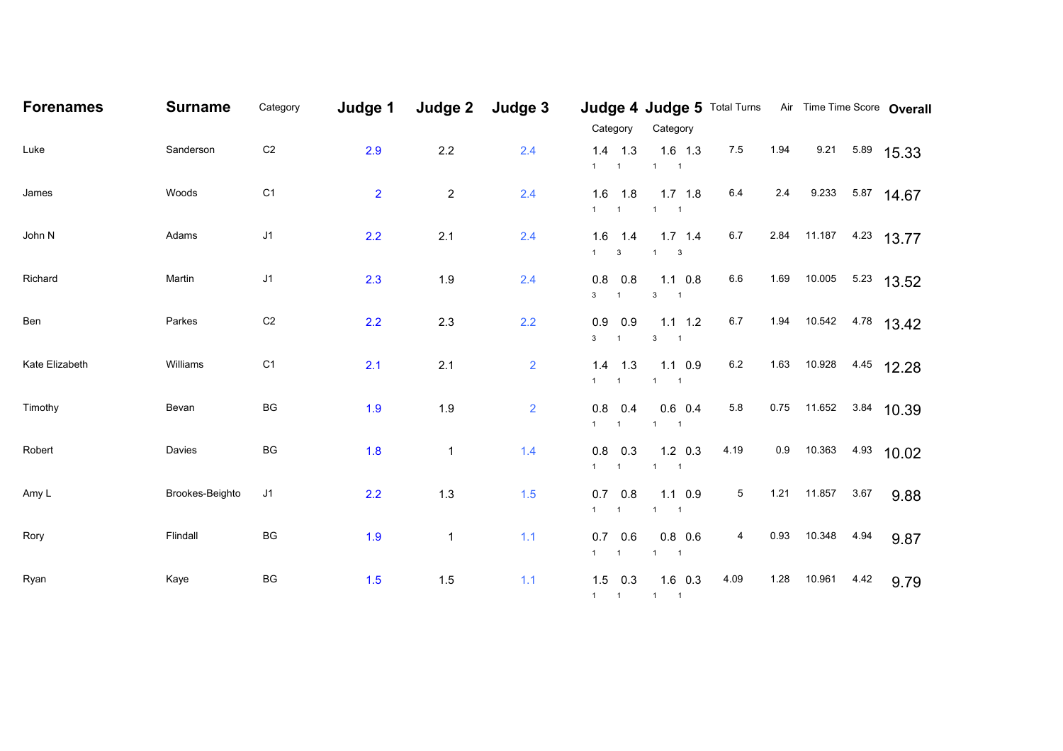| Forenames | Surname | Category | Judge 1 | Judge 2 | Judge 3 | Judge 4 | | Judge 5 | | Total Turns | Air | Time | Time Score | Overall |
|---|---|---|---|---|---|---|---|---|---|---|---|---|---|---|
| | | | | | | Category | | Category | | | | | | |
| Luke | Sanderson | C2 | 2.9 | 2.2 | 2.4 | 1.4 1 | 1.3 1 | 1.6 1 | 1.3 1 | 7.5 | 1.94 | 9.21 | 5.89 | 15.33 |
| James | Woods | C1 | 2 | 2 | 2.4 | 1.6 1 | 1.8 1 | 1.7 1 | 1.8 1 | 6.4 | 2.4 | 9.233 | 5.87 | 14.67 |
| John N | Adams | J1 | 2.2 | 2.1 | 2.4 | 1.6 1 | 1.4 3 | 1.7 1 | 1.4 3 | 6.7 | 2.84 | 11.187 | 4.23 | 13.77 |
| Richard | Martin | J1 | 2.3 | 1.9 | 2.4 | 0.8 3 | 0.8 1 | 1.1 3 | 0.8 1 | 6.6 | 1.69 | 10.005 | 5.23 | 13.52 |
| Ben | Parkes | C2 | 2.2 | 2.3 | 2.2 | 0.9 3 | 0.9 1 | 1.1 3 | 1.2 1 | 6.7 | 1.94 | 10.542 | 4.78 | 13.42 |
| Kate Elizabeth | Williams | C1 | 2.1 | 2.1 | 2 | 1.4 1 | 1.3 1 | 1.1 1 | 0.9 1 | 6.2 | 1.63 | 10.928 | 4.45 | 12.28 |
| Timothy | Bevan | BG | 1.9 | 1.9 | 2 | 0.8 1 | 0.4 1 | 0.6 1 | 0.4 1 | 5.8 | 0.75 | 11.652 | 3.84 | 10.39 |
| Robert | Davies | BG | 1.8 | 1 | 1.4 | 0.8 1 | 0.3 1 | 1.2 1 | 0.3 1 | 4.19 | 0.9 | 10.363 | 4.93 | 10.02 |
| Amy L | Brookes-Beighto | J1 | 2.2 | 1.3 | 1.5 | 0.7 1 | 0.8 1 | 1.1 1 | 0.9 1 | 5 | 1.21 | 11.857 | 3.67 | 9.88 |
| Rory | Flindall | BG | 1.9 | 1 | 1.1 | 0.7 1 | 0.6 1 | 0.8 1 | 0.6 1 | 4 | 0.93 | 10.348 | 4.94 | 9.87 |
| Ryan | Kaye | BG | 1.5 | 1.5 | 1.1 | 1.5 1 | 0.3 1 | 1.6 1 | 0.3 1 | 4.09 | 1.28 | 10.961 | 4.42 | 9.79 |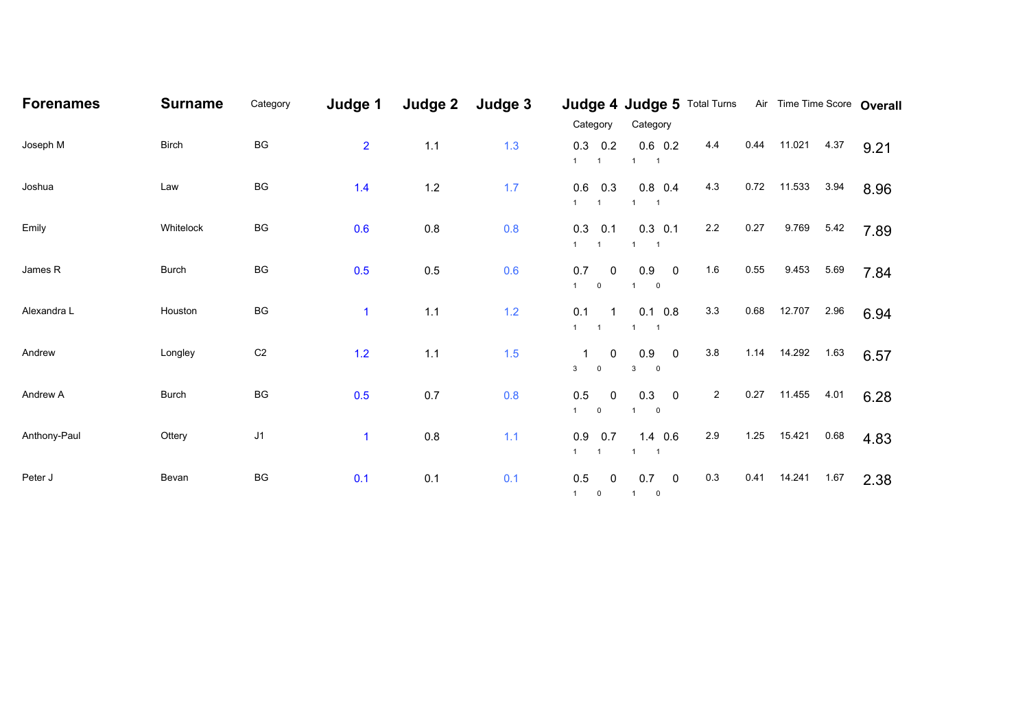| Forenames | Surname | Category | Judge 1 | Judge 2 | Judge 3 | Judge 4 Category | | Judge 5 Category | | Total Turns | Air | Time | Time Score | Overall |
|---|---|---|---|---|---|---|---|---|---|---|---|---|---|---|
| Joseph M | Birch | BG | 2 | 1.1 | 1.3 | 0.3 1 | 0.2 1 | 0.6 1 | 0.2 1 | 4.4 | 0.44 | 11.021 | 4.37 | 9.21 |
| Joshua | Law | BG | 1.4 | 1.2 | 1.7 | 0.6 1 | 0.3 1 | 0.8 1 | 0.4 1 | 4.3 | 0.72 | 11.533 | 3.94 | 8.96 |
| Emily | Whitelock | BG | 0.6 | 0.8 | 0.8 | 0.3 1 | 0.1 1 | 0.3 1 | 0.1 1 | 2.2 | 0.27 | 9.769 | 5.42 | 7.89 |
| James R | Burch | BG | 0.5 | 0.5 | 0.6 | 0.7 1 | 0 0 | 0.9 1 | 0 0 | 1.6 | 0.55 | 9.453 | 5.69 | 7.84 |
| Alexandra L | Houston | BG | 1 | 1.1 | 1.2 | 0.1 1 | 1 1 | 0.1 1 | 0.8 1 | 3.3 | 0.68 | 12.707 | 2.96 | 6.94 |
| Andrew | Longley | C2 | 1.2 | 1.1 | 1.5 | 1 3 | 0 0 | 0.9 3 | 0 0 | 3.8 | 1.14 | 14.292 | 1.63 | 6.57 |
| Andrew A | Burch | BG | 0.5 | 0.7 | 0.8 | 0.5 1 | 0 0 | 0.3 1 | 0 0 | 2 | 0.27 | 11.455 | 4.01 | 6.28 |
| Anthony-Paul | Ottery | J1 | 1 | 0.8 | 1.1 | 0.9 1 | 0.7 1 | 1.4 1 | 0.6 1 | 2.9 | 1.25 | 15.421 | 0.68 | 4.83 |
| Peter J | Bevan | BG | 0.1 | 0.1 | 0.1 | 0.5 1 | 0 0 | 0.7 1 | 0 0 | 0.3 | 0.41 | 14.241 | 1.67 | 2.38 |